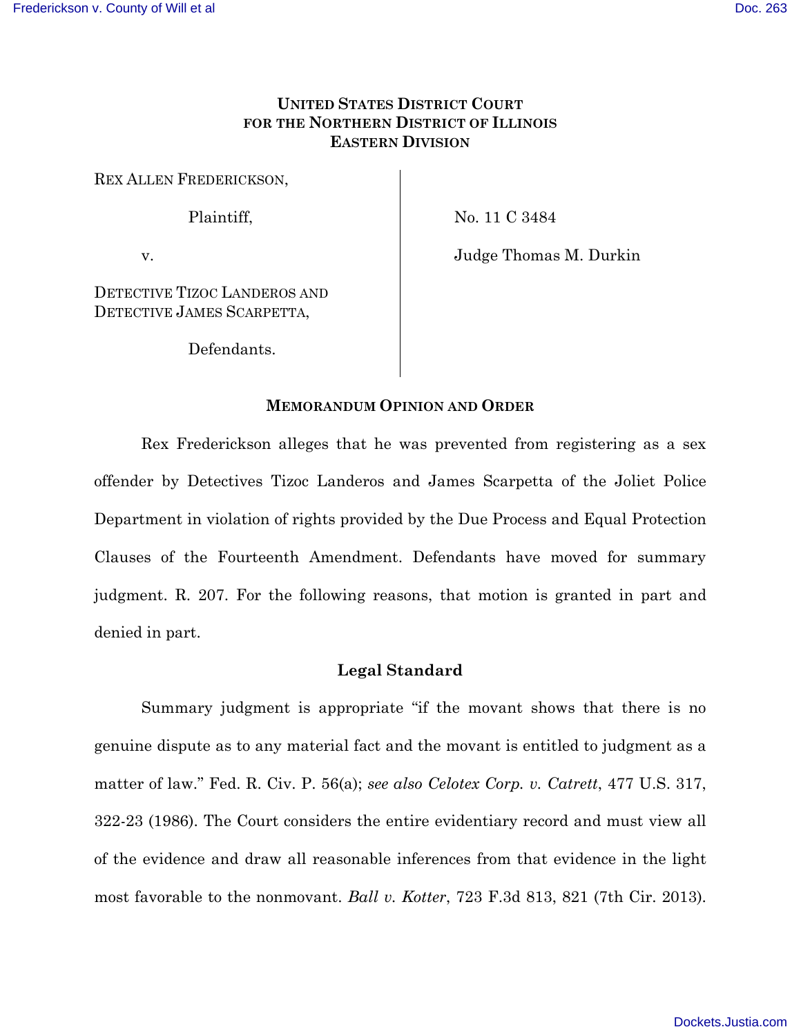**UNITED STATES DISTRICT COURT**
**FOR THE NORTHERN DISTRICT OF ILLINOIS**
**EASTERN DIVISION**

| | |
|---|---|
| REX ALLEN FREDERICKSON, | |
| Plaintiff, | No. 11 C 3484 |
| v. | Judge Thomas M. Durkin |
| DETECTIVE TIZOC LANDEROS AND DETECTIVE JAMES SCARPETTA, | |
| Defendants. | |

**MEMORANDUM OPINION AND ORDER**

Rex Frederickson alleges that he was prevented from registering as a sex offender by Detectives Tizoc Landeros and James Scarpetta of the Joliet Police Department in violation of rights provided by the Due Process and Equal Protection Clauses of the Fourteenth Amendment. Defendants have moved for summary judgment. R. 207. For the following reasons, that motion is granted in part and denied in part.

## Legal Standard

Summary judgment is appropriate "if the movant shows that there is no genuine dispute as to any material fact and the movant is entitled to judgment as a matter of law." Fed. R. Civ. P. 56(a); *see also Celotex Corp. v. Catrett*, 477 U.S. 317, 322-23 (1986). The Court considers the entire evidentiary record and must view all of the evidence and draw all reasonable inferences from that evidence in the light most favorable to the nonmovant. *Ball v. Kotter*, 723 F.3d 813, 821 (7th Cir. 2013).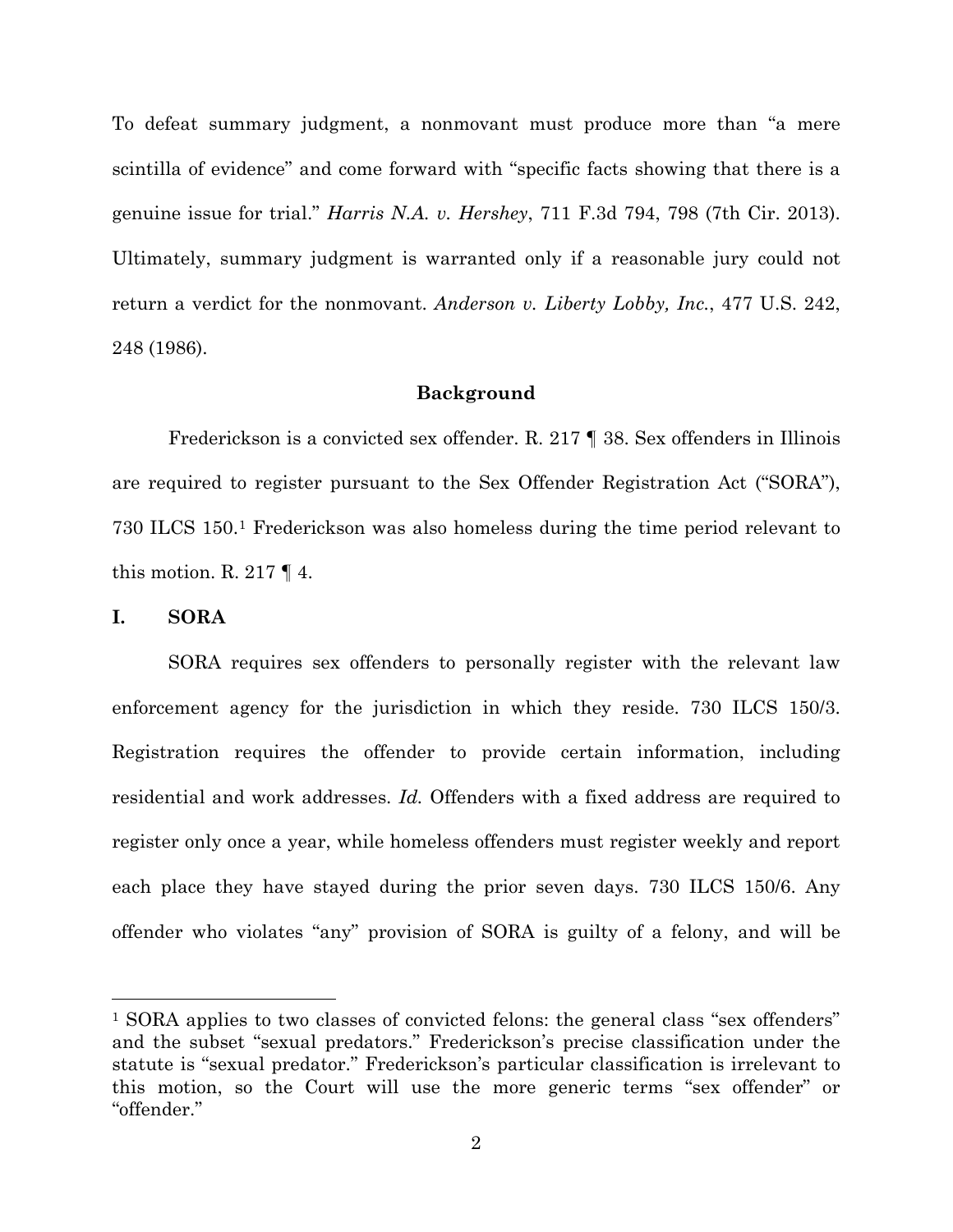To defeat summary judgment, a nonmovant must produce more than "a mere scintilla of evidence" and come forward with "specific facts showing that there is a genuine issue for trial." *Harris N.A. v. Hershey*, 711 F.3d 794, 798 (7th Cir. 2013). Ultimately, summary judgment is warranted only if a reasonable jury could not return a verdict for the nonmovant. *Anderson v. Liberty Lobby, Inc.*, 477 U.S. 242, 248 (1986).

## Background

Frederickson is a convicted sex offender. R. 217 ¶ 38. Sex offenders in Illinois are required to register pursuant to the Sex Offender Registration Act ("SORA"), 730 ILCS 150.[1] Frederickson was also homeless during the time period relevant to this motion. R. 217 ¶ 4.

### I. SORA

SORA requires sex offenders to personally register with the relevant law enforcement agency for the jurisdiction in which they reside. 730 ILCS 150/3. Registration requires the offender to provide certain information, including residential and work addresses. *Id.* Offenders with a fixed address are required to register only once a year, while homeless offenders must register weekly and report each place they have stayed during the prior seven days. 730 ILCS 150/6. Any offender who violates "any" provision of SORA is guilty of a felony, and will be

---

[1] SORA applies to two classes of convicted felons: the general class "sex offenders" and the subset "sexual predators." Frederickson's precise classification under the statute is "sexual predator." Frederickson's particular classification is irrelevant to this motion, so the Court will use the more generic terms "sex offender" or "offender."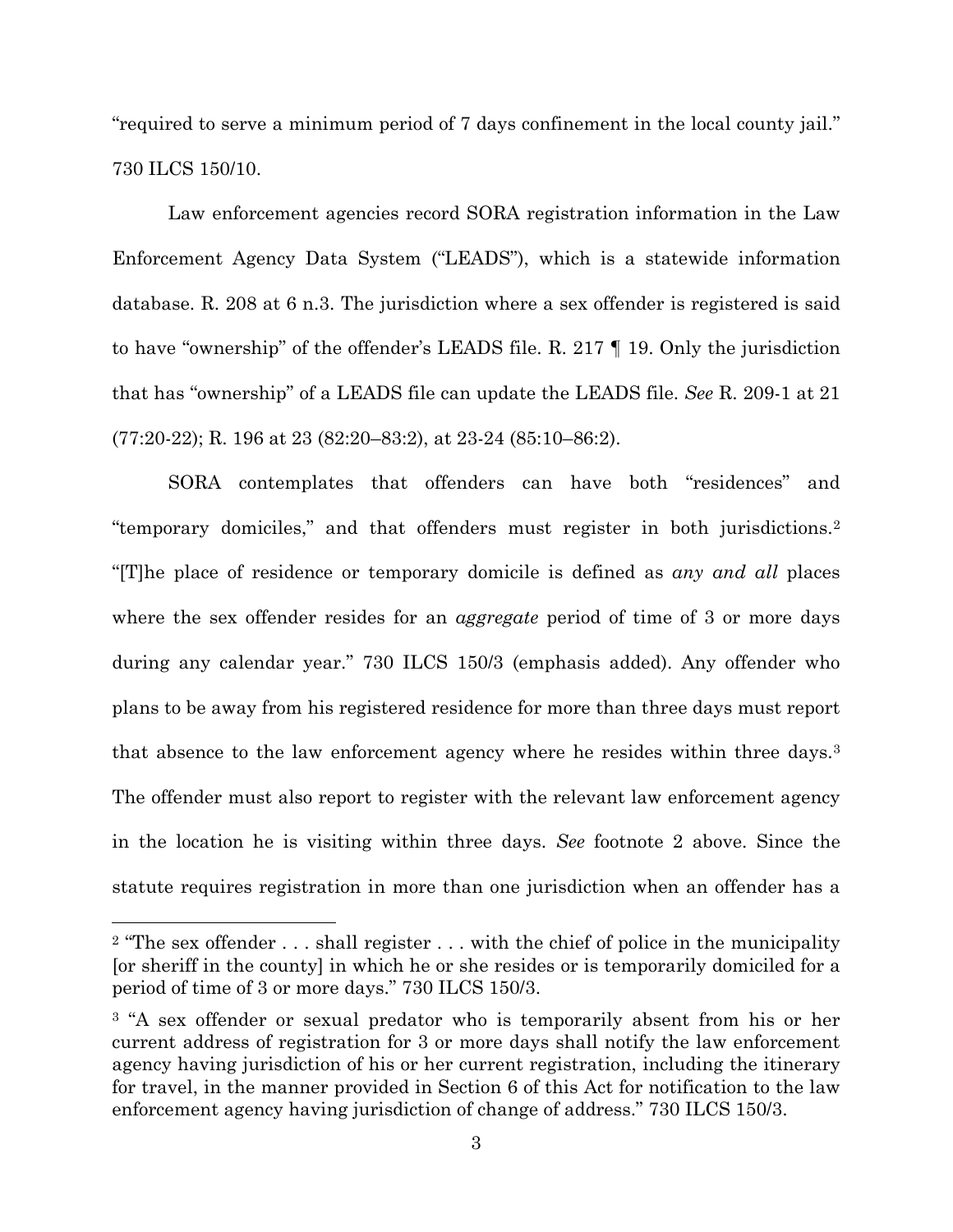"required to serve a minimum period of 7 days confinement in the local county jail." 730 ILCS 150/10.

Law enforcement agencies record SORA registration information in the Law Enforcement Agency Data System ("LEADS"), which is a statewide information database. R. 208 at 6 n.3. The jurisdiction where a sex offender is registered is said to have "ownership" of the offender's LEADS file. R. 217 ¶ 19. Only the jurisdiction that has "ownership" of a LEADS file can update the LEADS file. *See* R. 209-1 at 21 (77:20-22); R. 196 at 23 (82:20–83:2), at 23-24 (85:10–86:2).

SORA contemplates that offenders can have both "residences" and "temporary domiciles," and that offenders must register in both jurisdictions.[2] "[T]he place of residence or temporary domicile is defined as *any and all* places where the sex offender resides for an *aggregate* period of time of 3 or more days during any calendar year." 730 ILCS 150/3 (emphasis added). Any offender who plans to be away from his registered residence for more than three days must report that absence to the law enforcement agency where he resides within three days.[3] The offender must also report to register with the relevant law enforcement agency in the location he is visiting within three days. *See* footnote 2 above. Since the statute requires registration in more than one jurisdiction when an offender has a

---

[2] "The sex offender . . . shall register . . . with the chief of police in the municipality [or sheriff in the county] in which he or she resides or is temporarily domiciled for a period of time of 3 or more days." 730 ILCS 150/3.

[3] "A sex offender or sexual predator who is temporarily absent from his or her current address of registration for 3 or more days shall notify the law enforcement agency having jurisdiction of his or her current registration, including the itinerary for travel, in the manner provided in Section 6 of this Act for notification to the law enforcement agency having jurisdiction of change of address." 730 ILCS 150/3.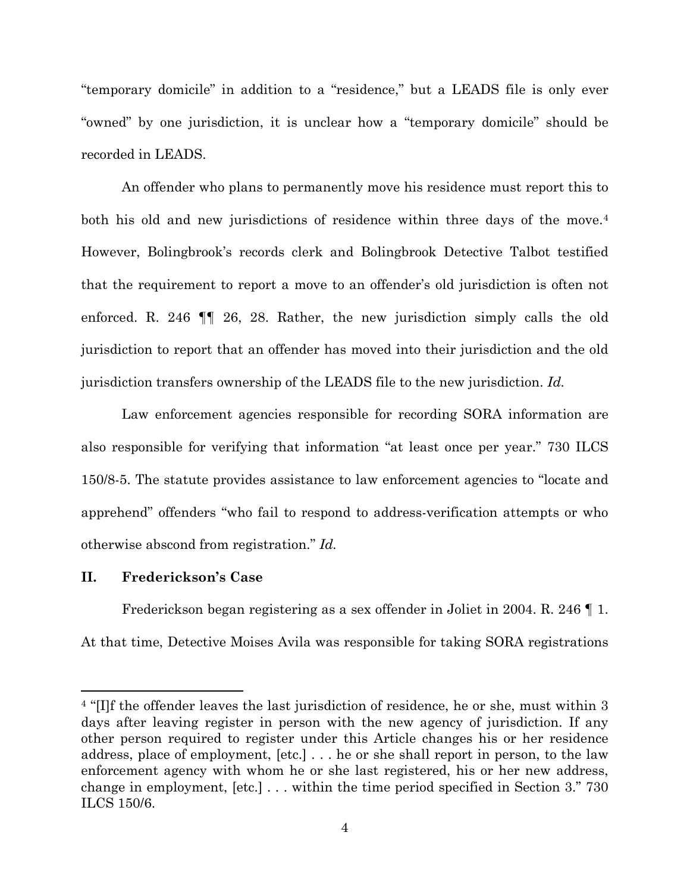"temporary domicile" in addition to a "residence," but a LEADS file is only ever "owned" by one jurisdiction, it is unclear how a "temporary domicile" should be recorded in LEADS.

An offender who plans to permanently move his residence must report this to both his old and new jurisdictions of residence within three days of the move.[4] However, Bolingbrook's records clerk and Bolingbrook Detective Talbot testified that the requirement to report a move to an offender's old jurisdiction is often not enforced. R. 246 ¶¶ 26, 28. Rather, the new jurisdiction simply calls the old jurisdiction to report that an offender has moved into their jurisdiction and the old jurisdiction transfers ownership of the LEADS file to the new jurisdiction. *Id.*

Law enforcement agencies responsible for recording SORA information are also responsible for verifying that information "at least once per year." 730 ILCS 150/8-5. The statute provides assistance to law enforcement agencies to "locate and apprehend" offenders "who fail to respond to address-verification attempts or who otherwise abscond from registration." *Id.*

## II. Frederickson's Case

Frederickson began registering as a sex offender in Joliet in 2004. R. 246 ¶ 1. At that time, Detective Moises Avila was responsible for taking SORA registrations

---

[4] "[I]f the offender leaves the last jurisdiction of residence, he or she, must within 3 days after leaving register in person with the new agency of jurisdiction. If any other person required to register under this Article changes his or her residence address, place of employment, [etc.] . . . he or she shall report in person, to the law enforcement agency with whom he or she last registered, his or her new address, change in employment, [etc.] . . . within the time period specified in Section 3." 730 ILCS 150/6.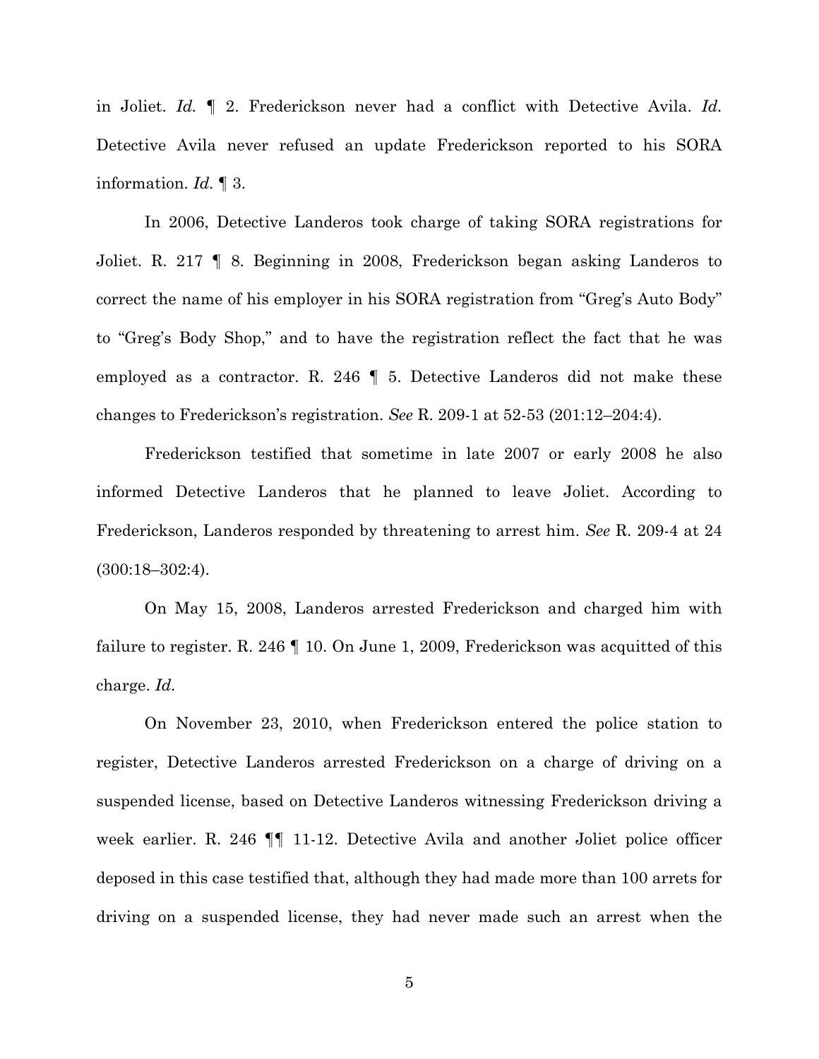in Joliet. *Id.* ¶ 2. Frederickson never had a conflict with Detective Avila. *Id.* Detective Avila never refused an update Frederickson reported to his SORA information. *Id.* ¶ 3.

In 2006, Detective Landeros took charge of taking SORA registrations for Joliet. R. 217 ¶ 8. Beginning in 2008, Frederickson began asking Landeros to correct the name of his employer in his SORA registration from "Greg's Auto Body" to "Greg's Body Shop," and to have the registration reflect the fact that he was employed as a contractor. R. 246 ¶ 5. Detective Landeros did not make these changes to Frederickson's registration. *See* R. 209-1 at 52-53 (201:12–204:4).

Frederickson testified that sometime in late 2007 or early 2008 he also informed Detective Landeros that he planned to leave Joliet. According to Frederickson, Landeros responded by threatening to arrest him. *See* R. 209-4 at 24 (300:18–302:4).

On May 15, 2008, Landeros arrested Frederickson and charged him with failure to register. R. 246 ¶ 10. On June 1, 2009, Frederickson was acquitted of this charge. *Id.*

On November 23, 2010, when Frederickson entered the police station to register, Detective Landeros arrested Frederickson on a charge of driving on a suspended license, based on Detective Landeros witnessing Frederickson driving a week earlier. R. 246 ¶¶ 11-12. Detective Avila and another Joliet police officer deposed in this case testified that, although they had made more than 100 arrets for driving on a suspended license, they had never made such an arrest when the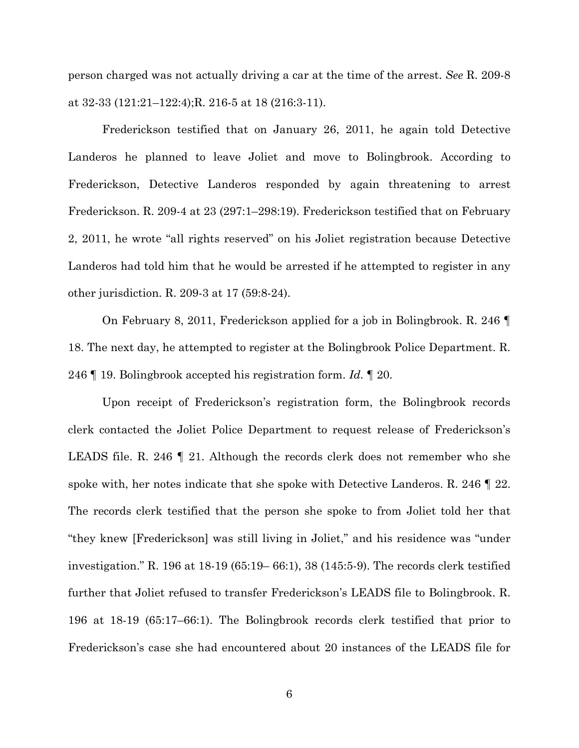person charged was not actually driving a car at the time of the arrest. *See* R. 209-8 at 32-33 (121:21–122:4);R. 216-5 at 18 (216:3-11).

Frederickson testified that on January 26, 2011, he again told Detective Landeros he planned to leave Joliet and move to Bolingbrook. According to Frederickson, Detective Landeros responded by again threatening to arrest Frederickson. R. 209-4 at 23 (297:1–298:19). Frederickson testified that on February 2, 2011, he wrote "all rights reserved" on his Joliet registration because Detective Landeros had told him that he would be arrested if he attempted to register in any other jurisdiction. R. 209-3 at 17 (59:8-24).

On February 8, 2011, Frederickson applied for a job in Bolingbrook. R. 246 ¶ 18. The next day, he attempted to register at the Bolingbrook Police Department. R. 246 ¶ 19. Bolingbrook accepted his registration form. *Id.* ¶ 20.

Upon receipt of Frederickson's registration form, the Bolingbrook records clerk contacted the Joliet Police Department to request release of Frederickson's LEADS file. R. 246 ¶ 21. Although the records clerk does not remember who she spoke with, her notes indicate that she spoke with Detective Landeros. R. 246 ¶ 22. The records clerk testified that the person she spoke to from Joliet told her that "they knew [Frederickson] was still living in Joliet," and his residence was "under investigation." R. 196 at 18-19 (65:19– 66:1), 38 (145:5-9). The records clerk testified further that Joliet refused to transfer Frederickson's LEADS file to Bolingbrook. R. 196 at 18-19 (65:17–66:1). The Bolingbrook records clerk testified that prior to Frederickson's case she had encountered about 20 instances of the LEADS file for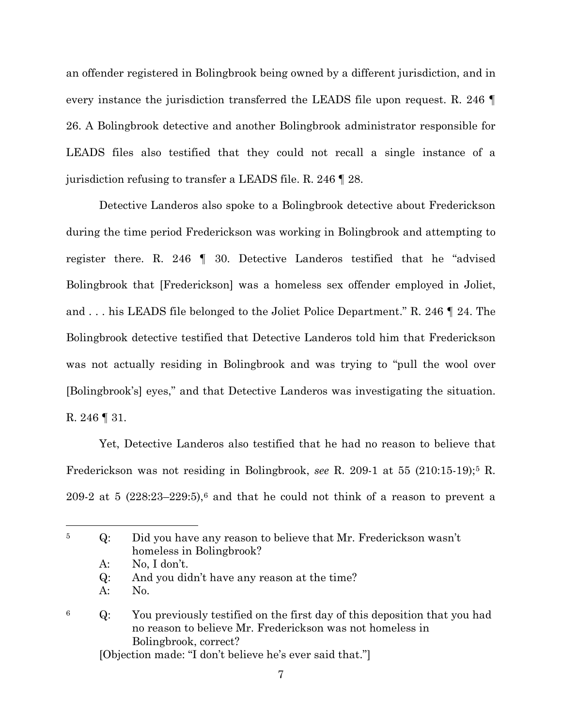an offender registered in Bolingbrook being owned by a different jurisdiction, and in every instance the jurisdiction transferred the LEADS file upon request. R. 246 ¶ 26. A Bolingbrook detective and another Bolingbrook administrator responsible for LEADS files also testified that they could not recall a single instance of a jurisdiction refusing to transfer a LEADS file. R. 246 ¶ 28.

Detective Landeros also spoke to a Bolingbrook detective about Frederickson during the time period Frederickson was working in Bolingbrook and attempting to register there. R. 246 ¶ 30. Detective Landeros testified that he "advised Bolingbrook that [Frederickson] was a homeless sex offender employed in Joliet, and . . . his LEADS file belonged to the Joliet Police Department." R. 246 ¶ 24. The Bolingbrook detective testified that Detective Landeros told him that Frederickson was not actually residing in Bolingbrook and was trying to "pull the wool over [Bolingbrook's] eyes," and that Detective Landeros was investigating the situation. R. 246 ¶ 31.

Yet, Detective Landeros also testified that he had no reason to believe that Frederickson was not residing in Bolingbrook, *see* R. 209-1 at 55 (210:15-19);[5] R. 209-2 at 5 (228:23–229:5),[6] and that he could not think of a reason to prevent a

---

[5] Q: Did you have any reason to believe that Mr. Frederickson wasn't homeless in Bolingbrook?
A: No, I don't.
Q: And you didn't have any reason at the time?
A: No.

[6] Q: You previously testified on the first day of this deposition that you had no reason to believe Mr. Frederickson was not homeless in Bolingbrook, correct?
[Objection made: "I don't believe he's ever said that."]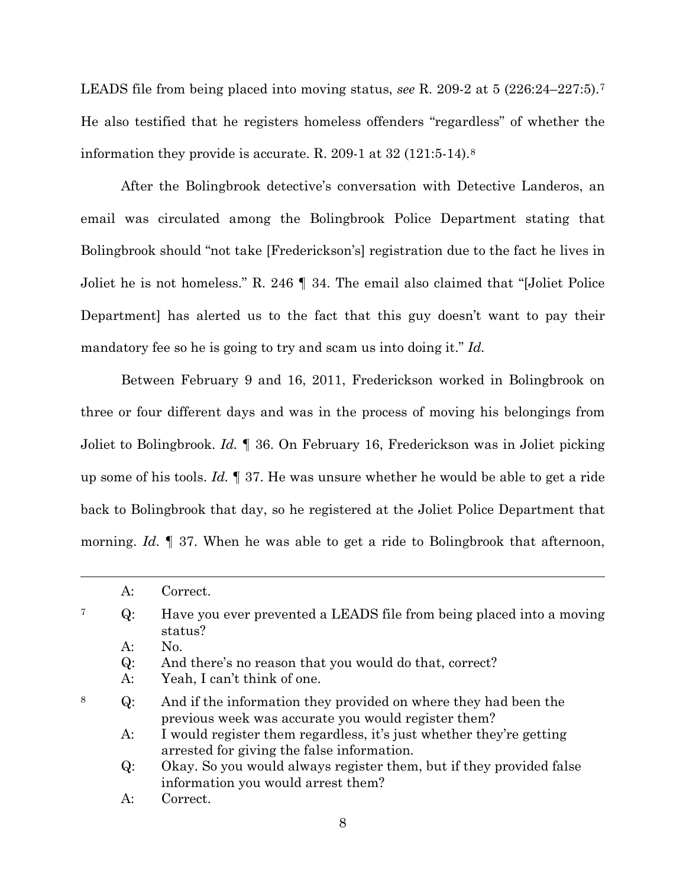LEADS file from being placed into moving status, *see* R. 209-2 at 5 (226:24–227:5).[7] He also testified that he registers homeless offenders "regardless" of whether the information they provide is accurate. R. 209-1 at 32 (121:5-14).[8]

After the Bolingbrook detective's conversation with Detective Landeros, an email was circulated among the Bolingbrook Police Department stating that Bolingbrook should "not take [Frederickson's] registration due to the fact he lives in Joliet he is not homeless." R. 246 ¶ 34. The email also claimed that "[Joliet Police Department] has alerted us to the fact that this guy doesn't want to pay their mandatory fee so he is going to try and scam us into doing it." *Id.*

Between February 9 and 16, 2011, Frederickson worked in Bolingbrook on three or four different days and was in the process of moving his belongings from Joliet to Bolingbrook. *Id.* ¶ 36. On February 16, Frederickson was in Joliet picking up some of his tools. *Id.* ¶ 37. He was unsure whether he would be able to get a ride back to Bolingbrook that day, so he registered at the Joliet Police Department that morning. *Id.* ¶ 37. When he was able to get a ride to Bolingbrook that afternoon,

---

A: Correct.

[7] Q: Have you ever prevented a LEADS file from being placed into a moving status?
A: No.
Q: And there's no reason that you would do that, correct?
A: Yeah, I can't think of one.

[8] Q: And if the information they provided on where they had been the previous week was accurate you would register them?
A: I would register them regardless, it's just whether they're getting arrested for giving the false information.
Q: Okay. So you would always register them, but if they provided false information you would arrest them?
A: Correct.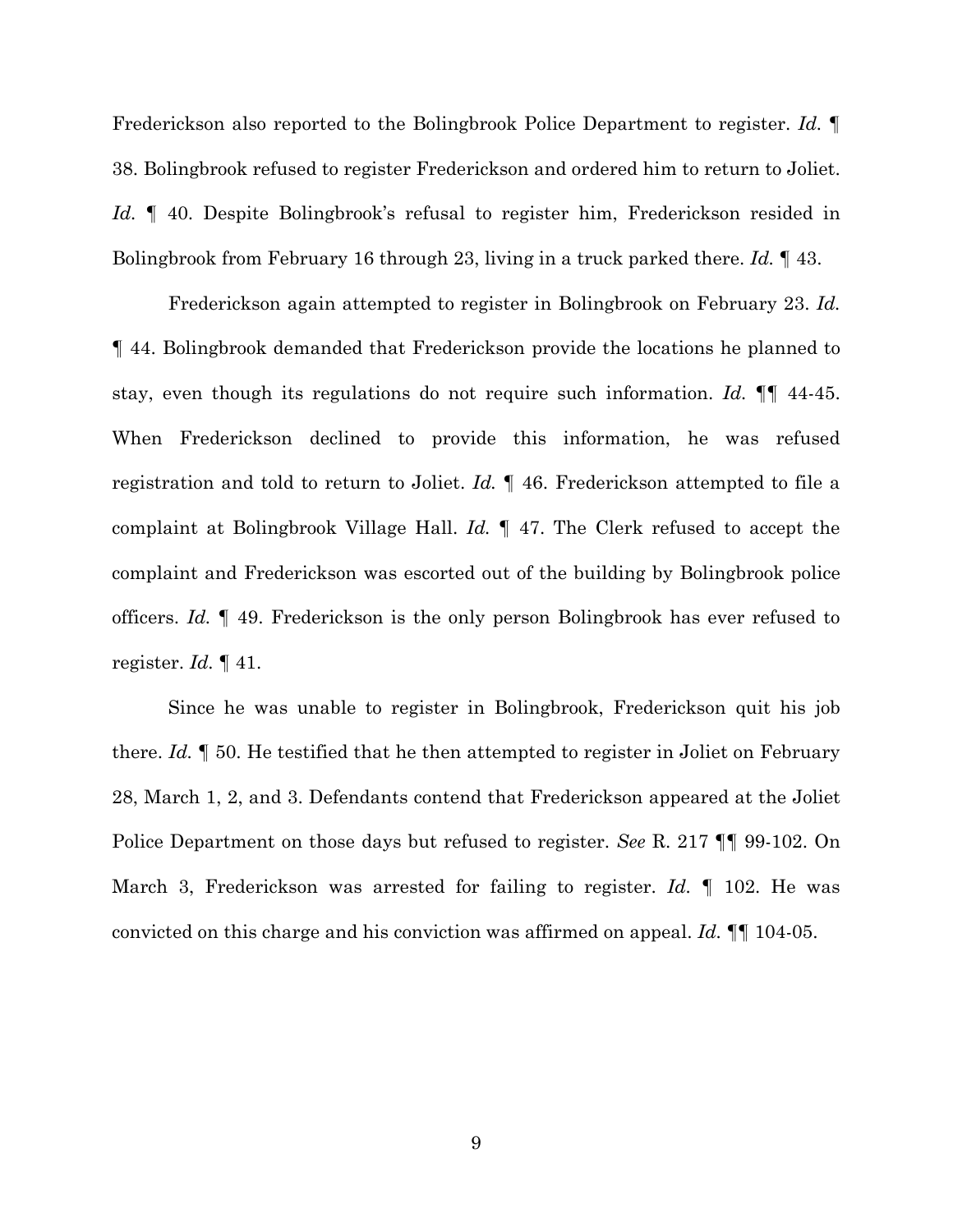Frederickson also reported to the Bolingbrook Police Department to register. *Id.* ¶ 38. Bolingbrook refused to register Frederickson and ordered him to return to Joliet. *Id.* ¶ 40. Despite Bolingbrook's refusal to register him, Frederickson resided in Bolingbrook from February 16 through 23, living in a truck parked there. *Id.* ¶ 43.

Frederickson again attempted to register in Bolingbrook on February 23. *Id.* ¶ 44. Bolingbrook demanded that Frederickson provide the locations he planned to stay, even though its regulations do not require such information. *Id.* ¶¶ 44-45. When Frederickson declined to provide this information, he was refused registration and told to return to Joliet. *Id.* ¶ 46. Frederickson attempted to file a complaint at Bolingbrook Village Hall. *Id.* ¶ 47. The Clerk refused to accept the complaint and Frederickson was escorted out of the building by Bolingbrook police officers. *Id.* ¶ 49. Frederickson is the only person Bolingbrook has ever refused to register. *Id.* ¶ 41.

Since he was unable to register in Bolingbrook, Frederickson quit his job there. *Id.* ¶ 50. He testified that he then attempted to register in Joliet on February 28, March 1, 2, and 3. Defendants contend that Frederickson appeared at the Joliet Police Department on those days but refused to register. *See* R. 217 ¶¶ 99-102. On March 3, Frederickson was arrested for failing to register. *Id.* ¶ 102. He was convicted on this charge and his conviction was affirmed on appeal. *Id.* ¶¶ 104-05.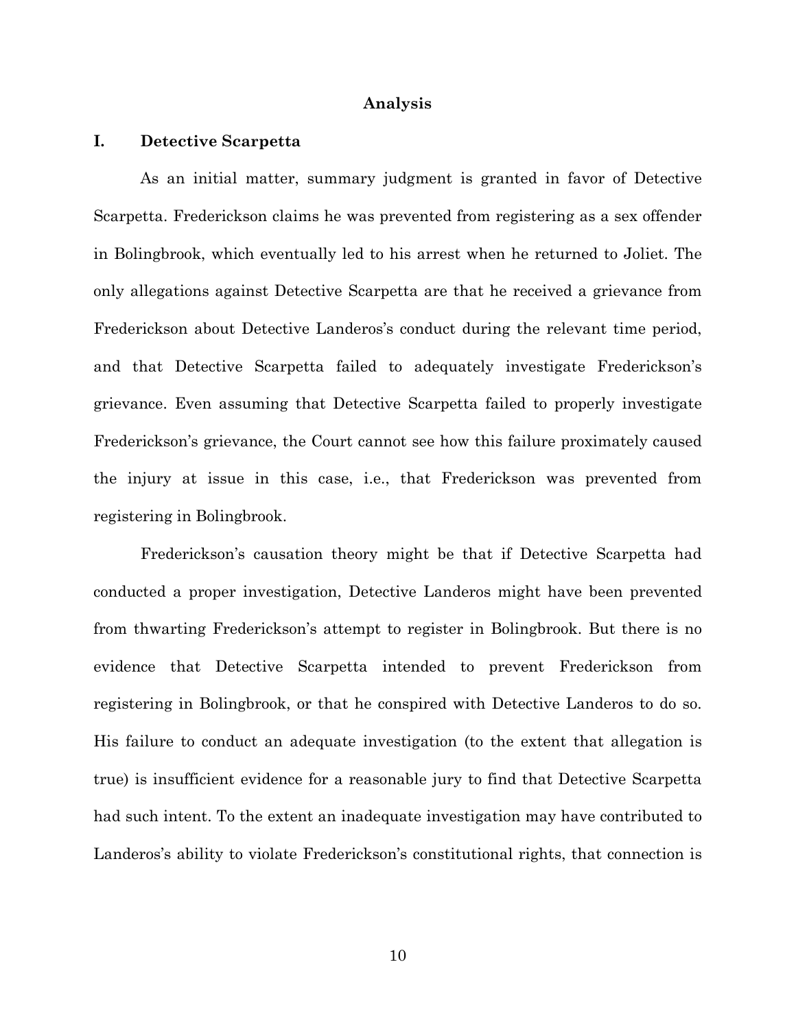## Analysis

### I. Detective Scarpetta

As an initial matter, summary judgment is granted in favor of Detective Scarpetta. Frederickson claims he was prevented from registering as a sex offender in Bolingbrook, which eventually led to his arrest when he returned to Joliet. The only allegations against Detective Scarpetta are that he received a grievance from Frederickson about Detective Landeros's conduct during the relevant time period, and that Detective Scarpetta failed to adequately investigate Frederickson's grievance. Even assuming that Detective Scarpetta failed to properly investigate Frederickson's grievance, the Court cannot see how this failure proximately caused the injury at issue in this case, i.e., that Frederickson was prevented from registering in Bolingbrook.

Frederickson's causation theory might be that if Detective Scarpetta had conducted a proper investigation, Detective Landeros might have been prevented from thwarting Frederickson's attempt to register in Bolingbrook. But there is no evidence that Detective Scarpetta intended to prevent Frederickson from registering in Bolingbrook, or that he conspired with Detective Landeros to do so. His failure to conduct an adequate investigation (to the extent that allegation is true) is insufficient evidence for a reasonable jury to find that Detective Scarpetta had such intent. To the extent an inadequate investigation may have contributed to Landeros's ability to violate Frederickson's constitutional rights, that connection is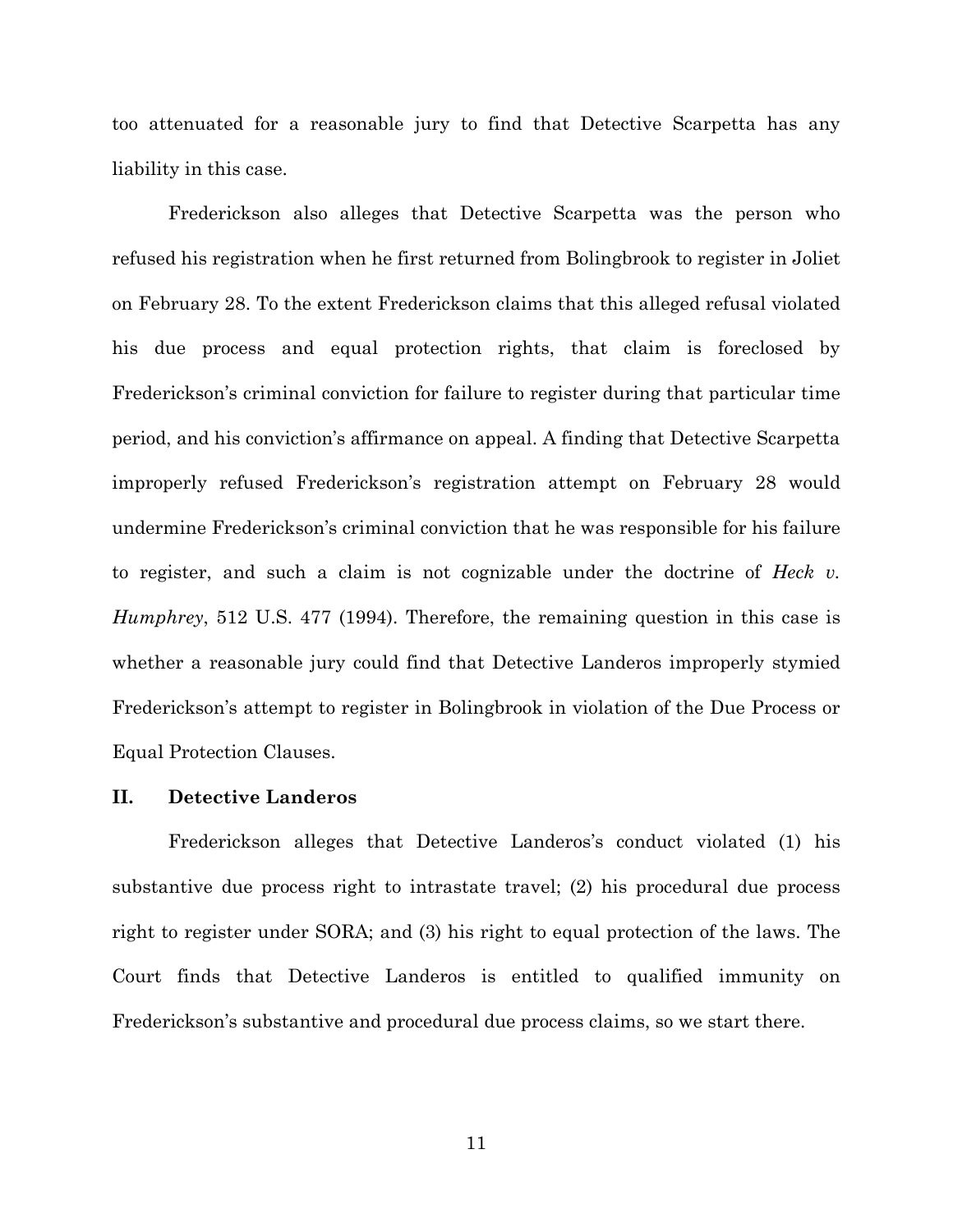too attenuated for a reasonable jury to find that Detective Scarpetta has any liability in this case.

Frederickson also alleges that Detective Scarpetta was the person who refused his registration when he first returned from Bolingbrook to register in Joliet on February 28. To the extent Frederickson claims that this alleged refusal violated his due process and equal protection rights, that claim is foreclosed by Frederickson's criminal conviction for failure to register during that particular time period, and his conviction's affirmance on appeal. A finding that Detective Scarpetta improperly refused Frederickson's registration attempt on February 28 would undermine Frederickson's criminal conviction that he was responsible for his failure to register, and such a claim is not cognizable under the doctrine of *Heck v. Humphrey*, 512 U.S. 477 (1994). Therefore, the remaining question in this case is whether a reasonable jury could find that Detective Landeros improperly stymied Frederickson's attempt to register in Bolingbrook in violation of the Due Process or Equal Protection Clauses.

## II. Detective Landeros

Frederickson alleges that Detective Landeros's conduct violated (1) his substantive due process right to intrastate travel; (2) his procedural due process right to register under SORA; and (3) his right to equal protection of the laws. The Court finds that Detective Landeros is entitled to qualified immunity on Frederickson's substantive and procedural due process claims, so we start there.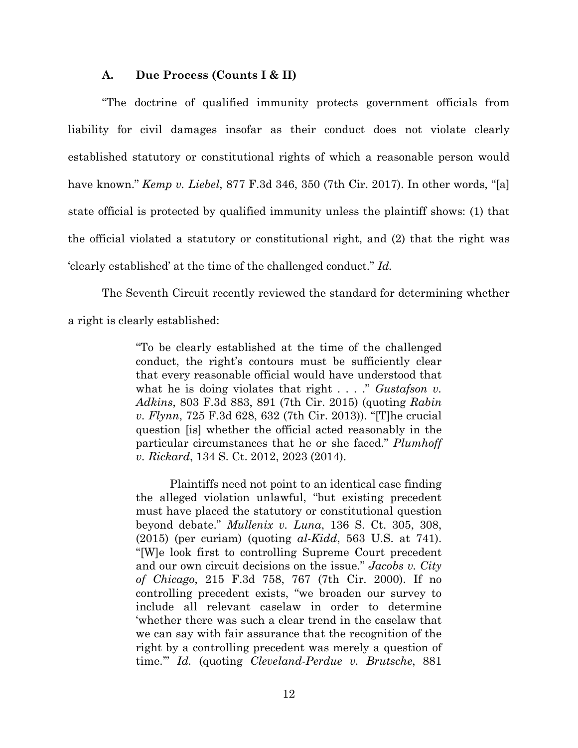### A. Due Process (Counts I & II)

"The doctrine of qualified immunity protects government officials from liability for civil damages insofar as their conduct does not violate clearly established statutory or constitutional rights of which a reasonable person would have known." *Kemp v. Liebel*, 877 F.3d 346, 350 (7th Cir. 2017). In other words, "[a] state official is protected by qualified immunity unless the plaintiff shows: (1) that the official violated a statutory or constitutional right, and (2) that the right was 'clearly established' at the time of the challenged conduct." *Id.*

The Seventh Circuit recently reviewed the standard for determining whether a right is clearly established:

> "To be clearly established at the time of the challenged conduct, the right's contours must be sufficiently clear that every reasonable official would have understood that what he is doing violates that right . . . ." *Gustafson v. Adkins*, 803 F.3d 883, 891 (7th Cir. 2015) (quoting *Rabin v. Flynn*, 725 F.3d 628, 632 (7th Cir. 2013)). "[T]he crucial question [is] whether the official acted reasonably in the particular circumstances that he or she faced." *Plumhoff v. Rickard*, 134 S. Ct. 2012, 2023 (2014).
>
> Plaintiffs need not point to an identical case finding the alleged violation unlawful, "but existing precedent must have placed the statutory or constitutional question beyond debate." *Mullenix v. Luna*, 136 S. Ct. 305, 308, (2015) (per curiam) (quoting *al-Kidd*, 563 U.S. at 741). "[W]e look first to controlling Supreme Court precedent and our own circuit decisions on the issue." *Jacobs v. City of Chicago*, 215 F.3d 758, 767 (7th Cir. 2000). If no controlling precedent exists, "we broaden our survey to include all relevant caselaw in order to determine 'whether there was such a clear trend in the caselaw that we can say with fair assurance that the recognition of the right by a controlling precedent was merely a question of time.'" *Id.* (quoting *Cleveland-Perdue v. Brutsche*, 881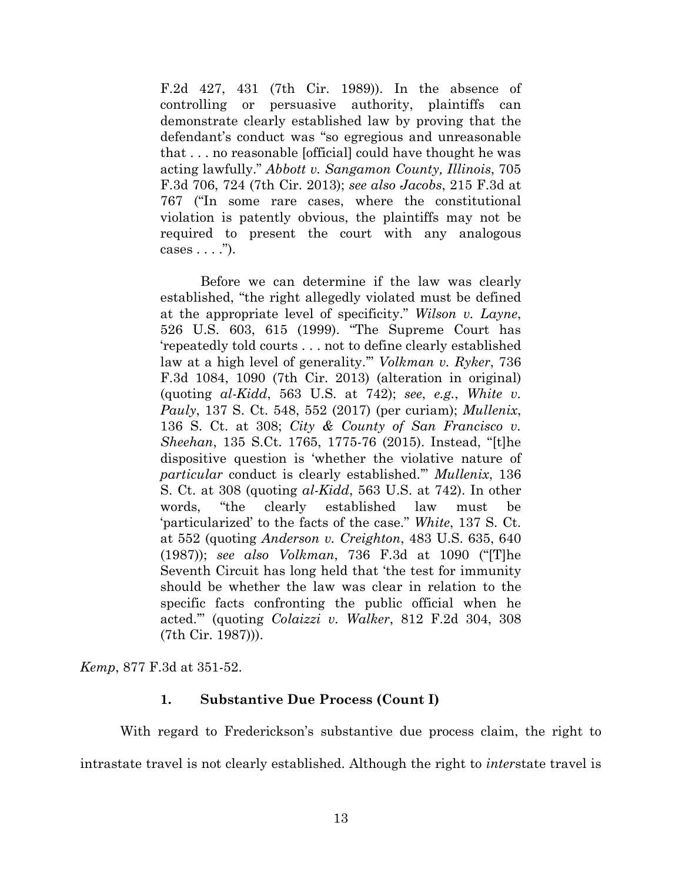> F.2d 427, 431 (7th Cir. 1989)). In the absence of controlling or persuasive authority, plaintiffs can demonstrate clearly established law by proving that the defendant's conduct was "so egregious and unreasonable that . . . no reasonable [official] could have thought he was acting lawfully." *Abbott v. Sangamon County, Illinois*, 705 F.3d 706, 724 (7th Cir. 2013); *see also Jacobs*, 215 F.3d at 767 ("In some rare cases, where the constitutional violation is patently obvious, the plaintiffs may not be required to present the court with any analogous cases . . . .").
>
> Before we can determine if the law was clearly established, "the right allegedly violated must be defined at the appropriate level of specificity." *Wilson v. Layne*, 526 U.S. 603, 615 (1999). "The Supreme Court has 'repeatedly told courts . . . not to define clearly established law at a high level of generality.'" *Volkman v. Ryker*, 736 F.3d 1084, 1090 (7th Cir. 2013) (alteration in original) (quoting *al-Kidd*, 563 U.S. at 742); *see*, *e.g.*, *White v. Pauly*, 137 S. Ct. 548, 552 (2017) (per curiam); *Mullenix*, 136 S. Ct. at 308; *City & County of San Francisco v. Sheehan*, 135 S.Ct. 1765, 1775-76 (2015). Instead, "[t]he dispositive question is 'whether the violative nature of *particular* conduct is clearly established.'" *Mullenix*, 136 S. Ct. at 308 (quoting *al-Kidd*, 563 U.S. at 742). In other words, "the clearly established law must be 'particularized' to the facts of the case." *White*, 137 S. Ct. at 552 (quoting *Anderson v. Creighton*, 483 U.S. 635, 640 (1987)); *see also Volkman*, 736 F.3d at 1090 ("[T]he Seventh Circuit has long held that 'the test for immunity should be whether the law was clear in relation to the specific facts confronting the public official when he acted.'" (quoting *Colaizzi v. Walker*, 812 F.2d 304, 308 (7th Cir. 1987))).

*Kemp*, 877 F.3d at 351-52.

### 1. Substantive Due Process (Count I)

With regard to Frederickson's substantive due process claim, the right to intrastate travel is not clearly established. Although the right to *inter*state travel is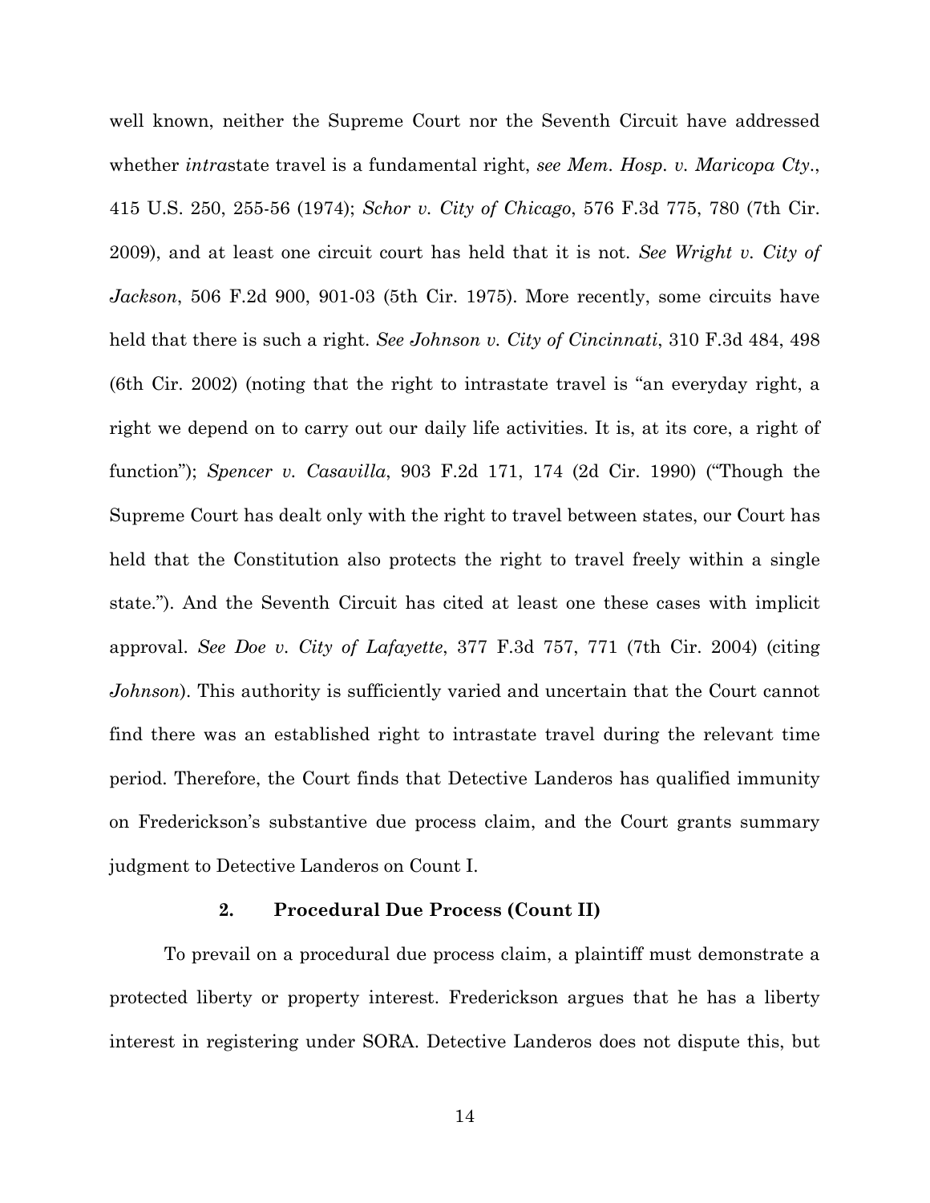well known, neither the Supreme Court nor the Seventh Circuit have addressed whether *intra*state travel is a fundamental right, *see Mem. Hosp. v. Maricopa Cty.*, 415 U.S. 250, 255-56 (1974); *Schor v. City of Chicago*, 576 F.3d 775, 780 (7th Cir. 2009), and at least one circuit court has held that it is not. *See Wright v. City of Jackson*, 506 F.2d 900, 901-03 (5th Cir. 1975). More recently, some circuits have held that there is such a right. *See Johnson v. City of Cincinnati*, 310 F.3d 484, 498 (6th Cir. 2002) (noting that the right to intrastate travel is "an everyday right, a right we depend on to carry out our daily life activities. It is, at its core, a right of function"); *Spencer v. Casavilla*, 903 F.2d 171, 174 (2d Cir. 1990) ("Though the Supreme Court has dealt only with the right to travel between states, our Court has held that the Constitution also protects the right to travel freely within a single state."). And the Seventh Circuit has cited at least one these cases with implicit approval. *See Doe v. City of Lafayette*, 377 F.3d 757, 771 (7th Cir. 2004) (citing *Johnson*). This authority is sufficiently varied and uncertain that the Court cannot find there was an established right to intrastate travel during the relevant time period. Therefore, the Court finds that Detective Landeros has qualified immunity on Frederickson's substantive due process claim, and the Court grants summary judgment to Detective Landeros on Count I.

### 2. Procedural Due Process (Count II)

To prevail on a procedural due process claim, a plaintiff must demonstrate a protected liberty or property interest. Frederickson argues that he has a liberty interest in registering under SORA. Detective Landeros does not dispute this, but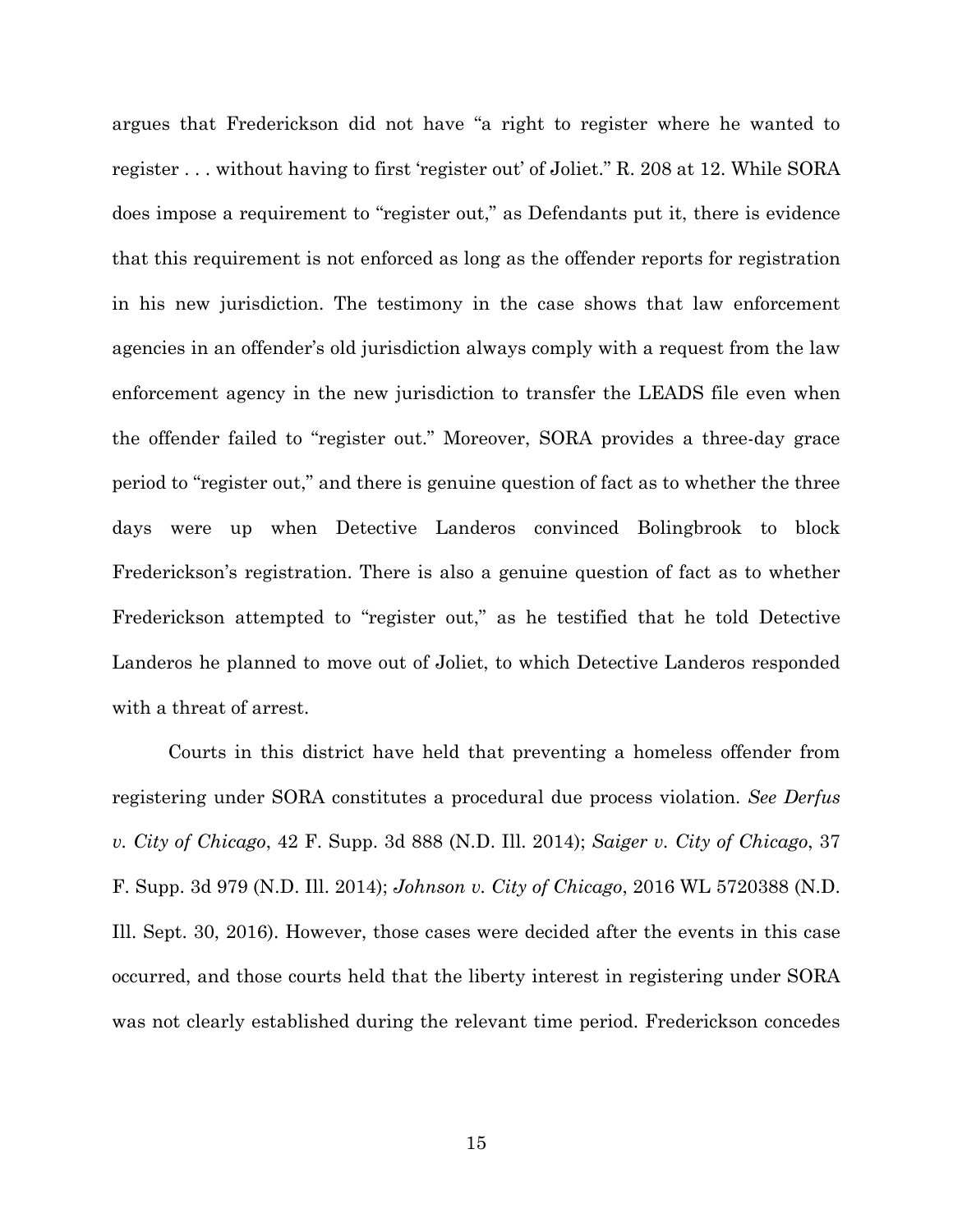argues that Frederickson did not have "a right to register where he wanted to register . . . without having to first 'register out' of Joliet." R. 208 at 12. While SORA does impose a requirement to "register out," as Defendants put it, there is evidence that this requirement is not enforced as long as the offender reports for registration in his new jurisdiction. The testimony in the case shows that law enforcement agencies in an offender's old jurisdiction always comply with a request from the law enforcement agency in the new jurisdiction to transfer the LEADS file even when the offender failed to "register out." Moreover, SORA provides a three-day grace period to "register out," and there is genuine question of fact as to whether the three days were up when Detective Landeros convinced Bolingbrook to block Frederickson's registration. There is also a genuine question of fact as to whether Frederickson attempted to "register out," as he testified that he told Detective Landeros he planned to move out of Joliet, to which Detective Landeros responded with a threat of arrest.

Courts in this district have held that preventing a homeless offender from registering under SORA constitutes a procedural due process violation. *See Derfus v. City of Chicago*, 42 F. Supp. 3d 888 (N.D. Ill. 2014); *Saiger v. City of Chicago*, 37 F. Supp. 3d 979 (N.D. Ill. 2014); *Johnson v. City of Chicago*, 2016 WL 5720388 (N.D. Ill. Sept. 30, 2016). However, those cases were decided after the events in this case occurred, and those courts held that the liberty interest in registering under SORA was not clearly established during the relevant time period. Frederickson concedes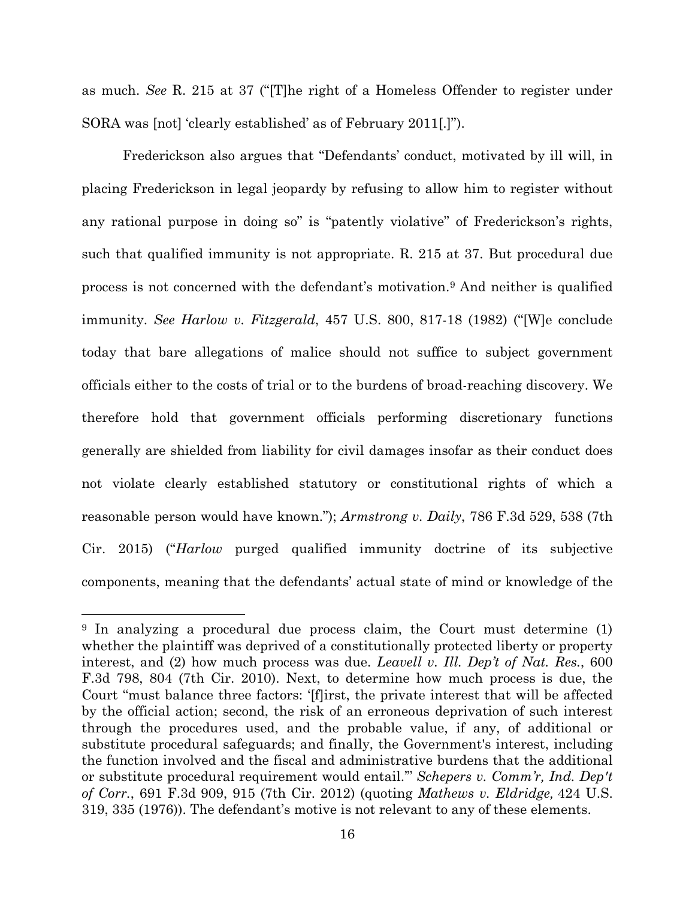as much. *See* R. 215 at 37 ("[T]he right of a Homeless Offender to register under SORA was [not] 'clearly established' as of February 2011[.]").

Frederickson also argues that "Defendants' conduct, motivated by ill will, in placing Frederickson in legal jeopardy by refusing to allow him to register without any rational purpose in doing so" is "patently violative" of Frederickson's rights, such that qualified immunity is not appropriate. R. 215 at 37. But procedural due process is not concerned with the defendant's motivation.[9] And neither is qualified immunity. *See Harlow v. Fitzgerald*, 457 U.S. 800, 817-18 (1982) ("[W]e conclude today that bare allegations of malice should not suffice to subject government officials either to the costs of trial or to the burdens of broad-reaching discovery. We therefore hold that government officials performing discretionary functions generally are shielded from liability for civil damages insofar as their conduct does not violate clearly established statutory or constitutional rights of which a reasonable person would have known."); *Armstrong v. Daily*, 786 F.3d 529, 538 (7th Cir. 2015) ("*Harlow* purged qualified immunity doctrine of its subjective components, meaning that the defendants' actual state of mind or knowledge of the

---

[9] In analyzing a procedural due process claim, the Court must determine (1) whether the plaintiff was deprived of a constitutionally protected liberty or property interest, and (2) how much process was due. *Leavell v. Ill. Dep't of Nat. Res.*, 600 F.3d 798, 804 (7th Cir. 2010). Next, to determine how much process is due, the Court "must balance three factors: '[f]irst, the private interest that will be affected by the official action; second, the risk of an erroneous deprivation of such interest through the procedures used, and the probable value, if any, of additional or substitute procedural safeguards; and finally, the Government's interest, including the function involved and the fiscal and administrative burdens that the additional or substitute procedural requirement would entail.'" *Schepers v. Comm'r, Ind. Dep't of Corr.*, 691 F.3d 909, 915 (7th Cir. 2012) (quoting *Mathews v. Eldridge,* 424 U.S. 319, 335 (1976)). The defendant's motive is not relevant to any of these elements.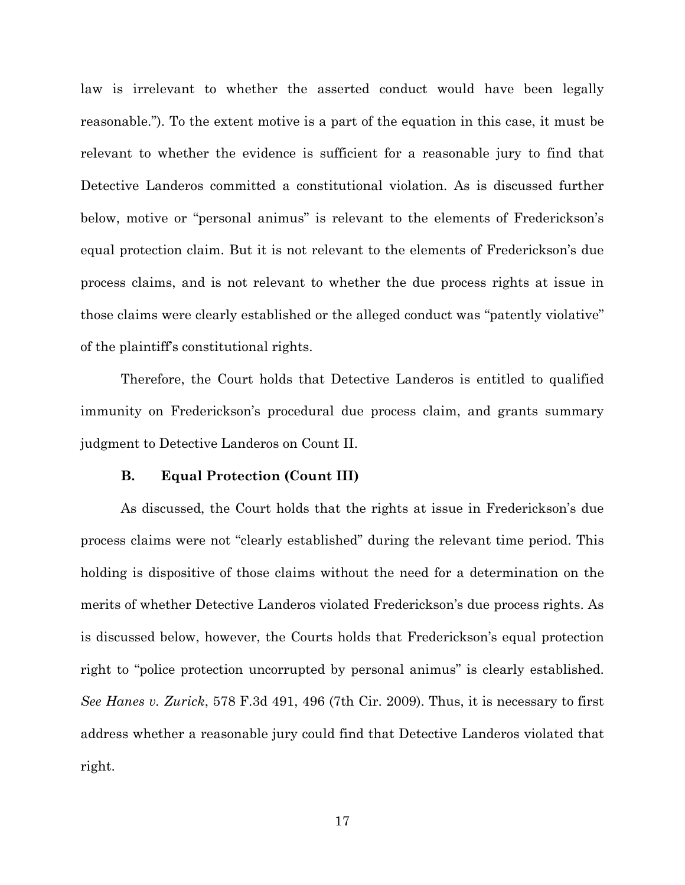law is irrelevant to whether the asserted conduct would have been legally reasonable."). To the extent motive is a part of the equation in this case, it must be relevant to whether the evidence is sufficient for a reasonable jury to find that Detective Landeros committed a constitutional violation. As is discussed further below, motive or "personal animus" is relevant to the elements of Frederickson's equal protection claim. But it is not relevant to the elements of Frederickson's due process claims, and is not relevant to whether the due process rights at issue in those claims were clearly established or the alleged conduct was "patently violative" of the plaintiff's constitutional rights.

Therefore, the Court holds that Detective Landeros is entitled to qualified immunity on Frederickson's procedural due process claim, and grants summary judgment to Detective Landeros on Count II.

### B. Equal Protection (Count III)

As discussed, the Court holds that the rights at issue in Frederickson's due process claims were not "clearly established" during the relevant time period. This holding is dispositive of those claims without the need for a determination on the merits of whether Detective Landeros violated Frederickson's due process rights. As is discussed below, however, the Courts holds that Frederickson's equal protection right to "police protection uncorrupted by personal animus" is clearly established. *See Hanes v. Zurick*, 578 F.3d 491, 496 (7th Cir. 2009). Thus, it is necessary to first address whether a reasonable jury could find that Detective Landeros violated that right.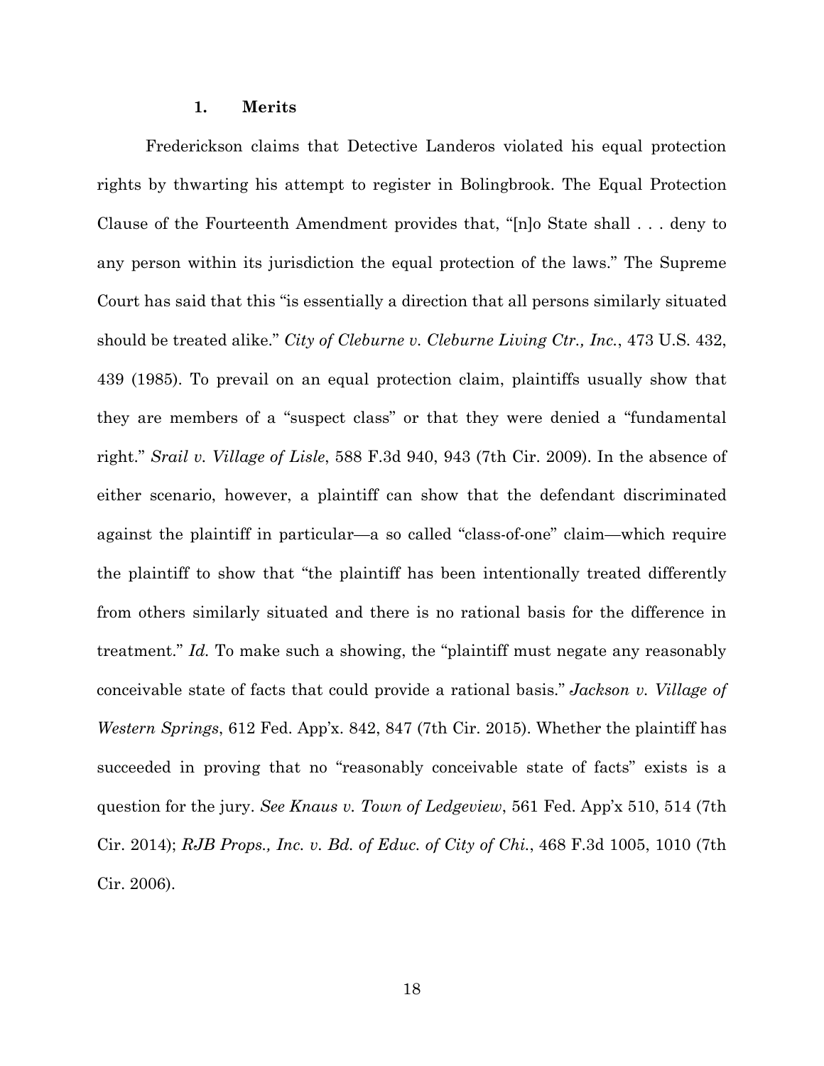### 1. Merits

Frederickson claims that Detective Landeros violated his equal protection rights by thwarting his attempt to register in Bolingbrook. The Equal Protection Clause of the Fourteenth Amendment provides that, "[n]o State shall . . . deny to any person within its jurisdiction the equal protection of the laws." The Supreme Court has said that this "is essentially a direction that all persons similarly situated should be treated alike." *City of Cleburne v. Cleburne Living Ctr., Inc.*, 473 U.S. 432, 439 (1985). To prevail on an equal protection claim, plaintiffs usually show that they are members of a "suspect class" or that they were denied a "fundamental right." *Srail v. Village of Lisle*, 588 F.3d 940, 943 (7th Cir. 2009). In the absence of either scenario, however, a plaintiff can show that the defendant discriminated against the plaintiff in particular—a so called "class-of-one" claim—which require the plaintiff to show that "the plaintiff has been intentionally treated differently from others similarly situated and there is no rational basis for the difference in treatment." *Id.* To make such a showing, the "plaintiff must negate any reasonably conceivable state of facts that could provide a rational basis." *Jackson v. Village of Western Springs*, 612 Fed. App'x. 842, 847 (7th Cir. 2015). Whether the plaintiff has succeeded in proving that no "reasonably conceivable state of facts" exists is a question for the jury. *See Knaus v. Town of Ledgeview*, 561 Fed. App'x 510, 514 (7th Cir. 2014); *RJB Props., Inc. v. Bd. of Educ. of City of Chi.*, 468 F.3d 1005, 1010 (7th Cir. 2006).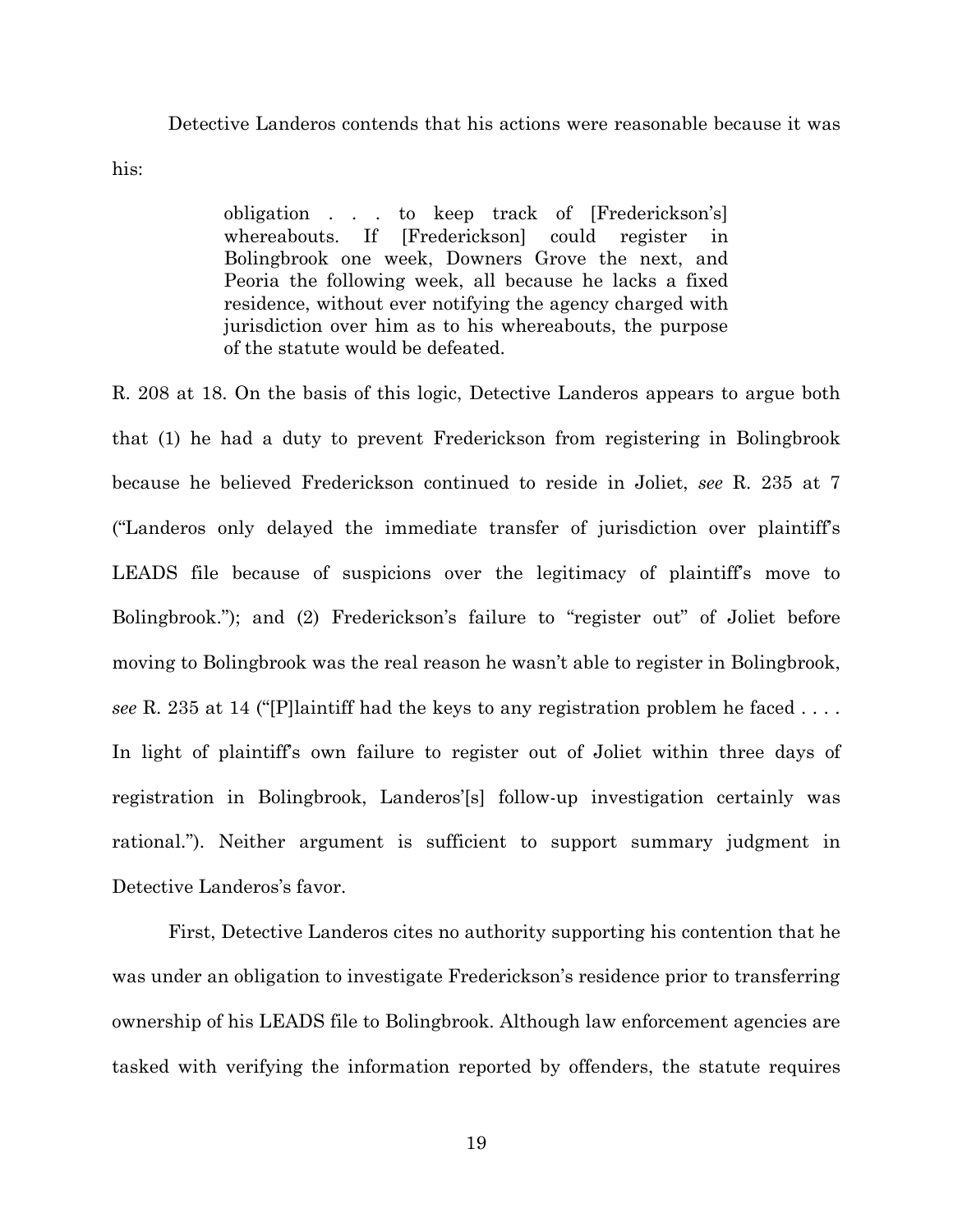Detective Landeros contends that his actions were reasonable because it was his:

> obligation . . . to keep track of [Frederickson's] whereabouts. If [Frederickson] could register in Bolingbrook one week, Downers Grove the next, and Peoria the following week, all because he lacks a fixed residence, without ever notifying the agency charged with jurisdiction over him as to his whereabouts, the purpose of the statute would be defeated.

R. 208 at 18. On the basis of this logic, Detective Landeros appears to argue both that (1) he had a duty to prevent Frederickson from registering in Bolingbrook because he believed Frederickson continued to reside in Joliet, *see* R. 235 at 7 ("Landeros only delayed the immediate transfer of jurisdiction over plaintiff's LEADS file because of suspicions over the legitimacy of plaintiff's move to Bolingbrook."); and (2) Frederickson's failure to "register out" of Joliet before moving to Bolingbrook was the real reason he wasn't able to register in Bolingbrook, *see* R. 235 at 14 ("[P]laintiff had the keys to any registration problem he faced . . . . In light of plaintiff's own failure to register out of Joliet within three days of registration in Bolingbrook, Landeros'[s] follow-up investigation certainly was rational."). Neither argument is sufficient to support summary judgment in Detective Landeros's favor.

First, Detective Landeros cites no authority supporting his contention that he was under an obligation to investigate Frederickson's residence prior to transferring ownership of his LEADS file to Bolingbrook. Although law enforcement agencies are tasked with verifying the information reported by offenders, the statute requires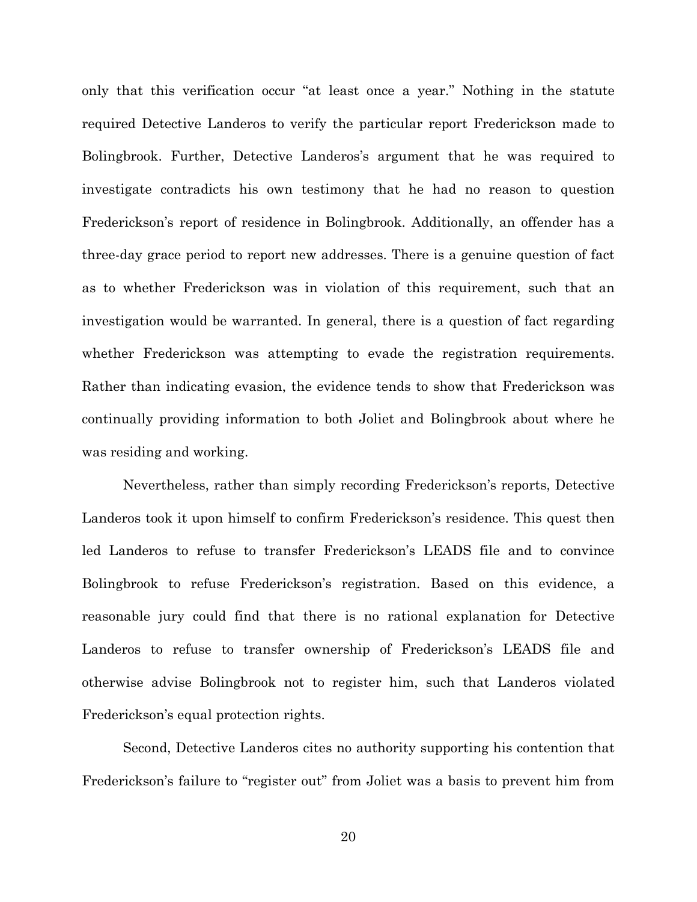only that this verification occur "at least once a year." Nothing in the statute required Detective Landeros to verify the particular report Frederickson made to Bolingbrook. Further, Detective Landeros's argument that he was required to investigate contradicts his own testimony that he had no reason to question Frederickson's report of residence in Bolingbrook. Additionally, an offender has a three-day grace period to report new addresses. There is a genuine question of fact as to whether Frederickson was in violation of this requirement, such that an investigation would be warranted. In general, there is a question of fact regarding whether Frederickson was attempting to evade the registration requirements. Rather than indicating evasion, the evidence tends to show that Frederickson was continually providing information to both Joliet and Bolingbrook about where he was residing and working.

Nevertheless, rather than simply recording Frederickson's reports, Detective Landeros took it upon himself to confirm Frederickson's residence. This quest then led Landeros to refuse to transfer Frederickson's LEADS file and to convince Bolingbrook to refuse Frederickson's registration. Based on this evidence, a reasonable jury could find that there is no rational explanation for Detective Landeros to refuse to transfer ownership of Frederickson's LEADS file and otherwise advise Bolingbrook not to register him, such that Landeros violated Frederickson's equal protection rights.

Second, Detective Landeros cites no authority supporting his contention that Frederickson's failure to "register out" from Joliet was a basis to prevent him from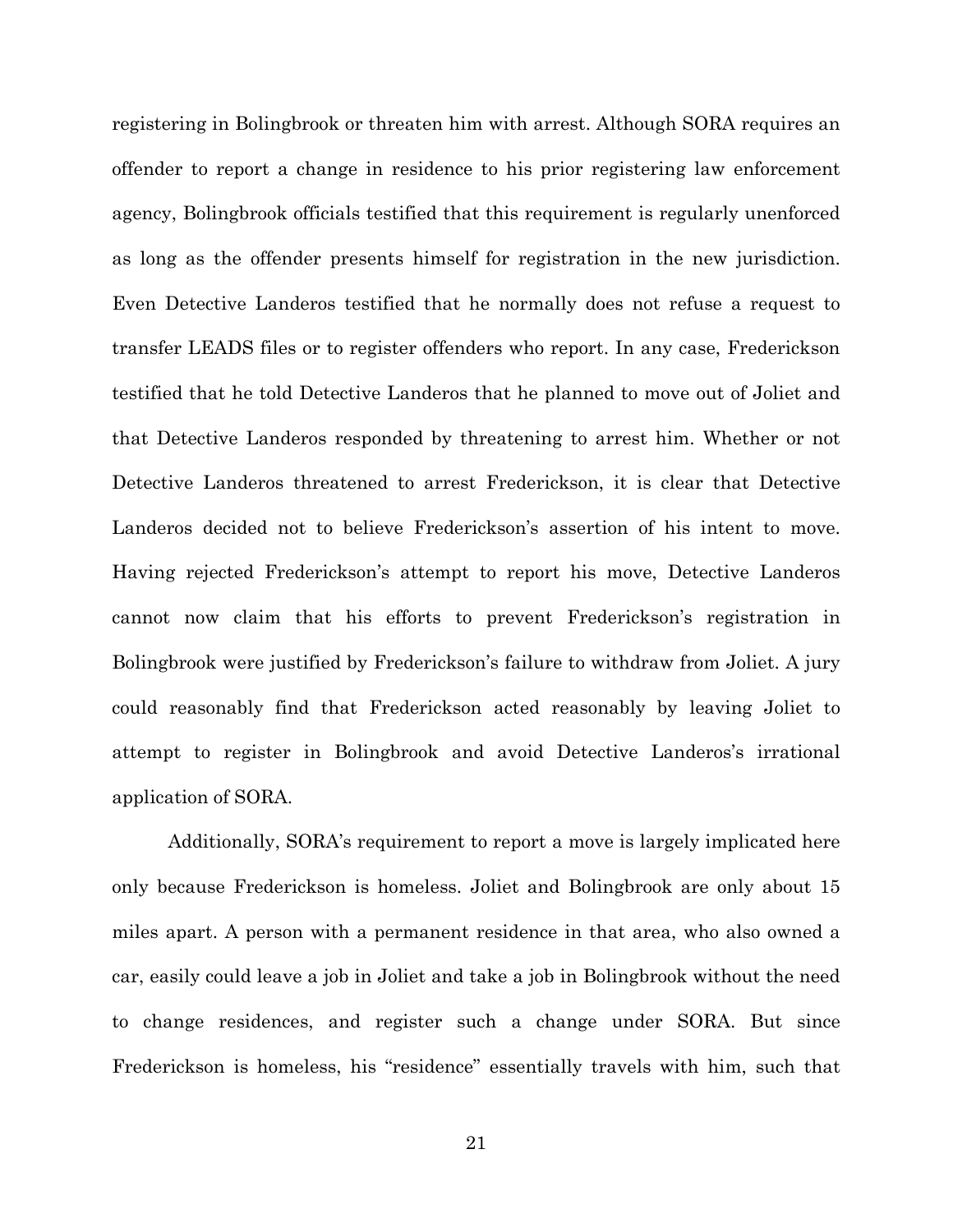registering in Bolingbrook or threaten him with arrest. Although SORA requires an offender to report a change in residence to his prior registering law enforcement agency, Bolingbrook officials testified that this requirement is regularly unenforced as long as the offender presents himself for registration in the new jurisdiction. Even Detective Landeros testified that he normally does not refuse a request to transfer LEADS files or to register offenders who report. In any case, Frederickson testified that he told Detective Landeros that he planned to move out of Joliet and that Detective Landeros responded by threatening to arrest him. Whether or not Detective Landeros threatened to arrest Frederickson, it is clear that Detective Landeros decided not to believe Frederickson's assertion of his intent to move. Having rejected Frederickson's attempt to report his move, Detective Landeros cannot now claim that his efforts to prevent Frederickson's registration in Bolingbrook were justified by Frederickson's failure to withdraw from Joliet. A jury could reasonably find that Frederickson acted reasonably by leaving Joliet to attempt to register in Bolingbrook and avoid Detective Landeros's irrational application of SORA.

Additionally, SORA's requirement to report a move is largely implicated here only because Frederickson is homeless. Joliet and Bolingbrook are only about 15 miles apart. A person with a permanent residence in that area, who also owned a car, easily could leave a job in Joliet and take a job in Bolingbrook without the need to change residences, and register such a change under SORA. But since Frederickson is homeless, his "residence" essentially travels with him, such that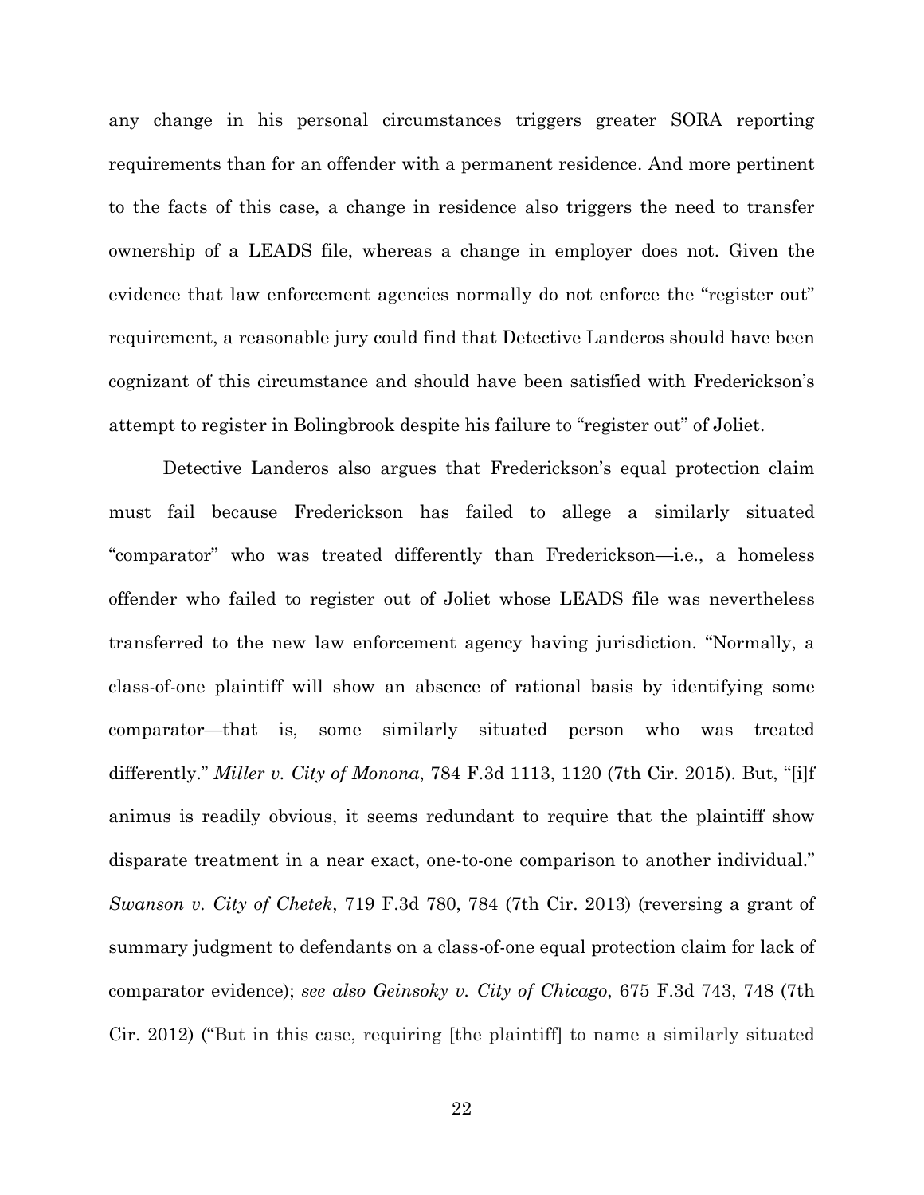any change in his personal circumstances triggers greater SORA reporting requirements than for an offender with a permanent residence. And more pertinent to the facts of this case, a change in residence also triggers the need to transfer ownership of a LEADS file, whereas a change in employer does not. Given the evidence that law enforcement agencies normally do not enforce the "register out" requirement, a reasonable jury could find that Detective Landeros should have been cognizant of this circumstance and should have been satisfied with Frederickson's attempt to register in Bolingbrook despite his failure to "register out" of Joliet.

Detective Landeros also argues that Frederickson's equal protection claim must fail because Frederickson has failed to allege a similarly situated "comparator" who was treated differently than Frederickson—i.e., a homeless offender who failed to register out of Joliet whose LEADS file was nevertheless transferred to the new law enforcement agency having jurisdiction. "Normally, a class-of-one plaintiff will show an absence of rational basis by identifying some comparator—that is, some similarly situated person who was treated differently." *Miller v. City of Monona*, 784 F.3d 1113, 1120 (7th Cir. 2015). But, "[i]f animus is readily obvious, it seems redundant to require that the plaintiff show disparate treatment in a near exact, one-to-one comparison to another individual." *Swanson v. City of Chetek*, 719 F.3d 780, 784 (7th Cir. 2013) (reversing a grant of summary judgment to defendants on a class-of-one equal protection claim for lack of comparator evidence); *see also Geinsoky v. City of Chicago*, 675 F.3d 743, 748 (7th Cir. 2012) ("But in this case, requiring [the plaintiff] to name a similarly situated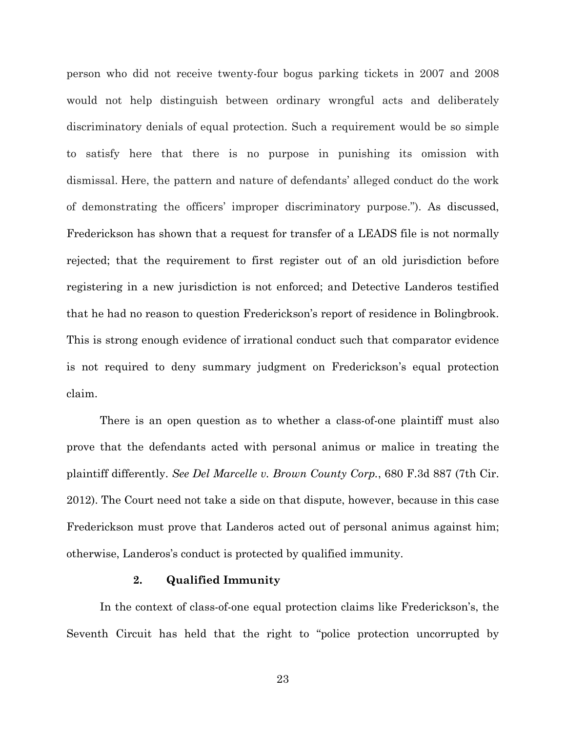person who did not receive twenty-four bogus parking tickets in 2007 and 2008 would not help distinguish between ordinary wrongful acts and deliberately discriminatory denials of equal protection. Such a requirement would be so simple to satisfy here that there is no purpose in punishing its omission with dismissal. Here, the pattern and nature of defendants' alleged conduct do the work of demonstrating the officers' improper discriminatory purpose."). As discussed, Frederickson has shown that a request for transfer of a LEADS file is not normally rejected; that the requirement to first register out of an old jurisdiction before registering in a new jurisdiction is not enforced; and Detective Landeros testified that he had no reason to question Frederickson's report of residence in Bolingbrook. This is strong enough evidence of irrational conduct such that comparator evidence is not required to deny summary judgment on Frederickson's equal protection claim.

There is an open question as to whether a class-of-one plaintiff must also prove that the defendants acted with personal animus or malice in treating the plaintiff differently. *See Del Marcelle v. Brown County Corp.*, 680 F.3d 887 (7th Cir. 2012). The Court need not take a side on that dispute, however, because in this case Frederickson must prove that Landeros acted out of personal animus against him; otherwise, Landeros's conduct is protected by qualified immunity.

### 2. Qualified Immunity

In the context of class-of-one equal protection claims like Frederickson's, the Seventh Circuit has held that the right to "police protection uncorrupted by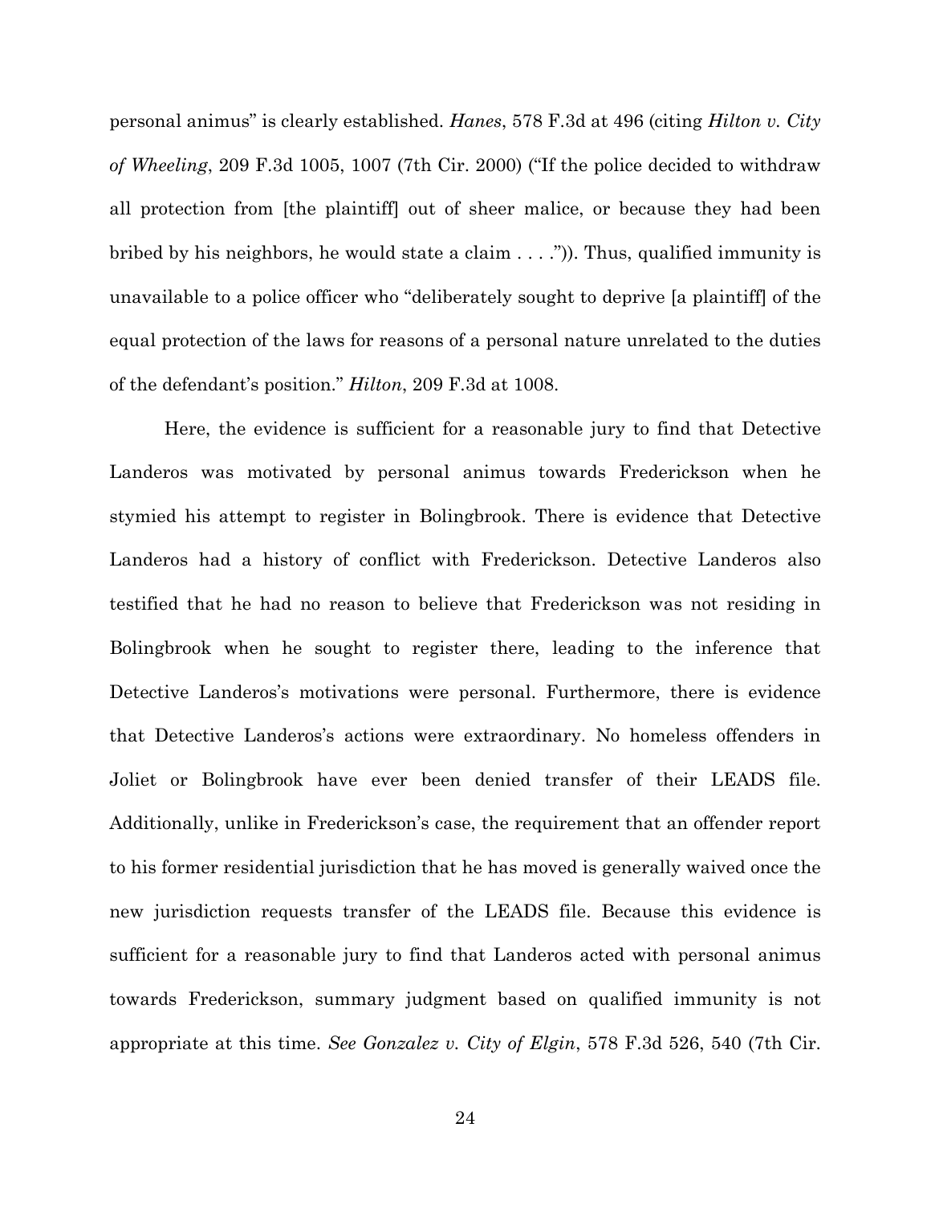personal animus" is clearly established. *Hanes*, 578 F.3d at 496 (citing *Hilton v. City of Wheeling*, 209 F.3d 1005, 1007 (7th Cir. 2000) ("If the police decided to withdraw all protection from [the plaintiff] out of sheer malice, or because they had been bribed by his neighbors, he would state a claim . . . .")). Thus, qualified immunity is unavailable to a police officer who "deliberately sought to deprive [a plaintiff] of the equal protection of the laws for reasons of a personal nature unrelated to the duties of the defendant's position." *Hilton*, 209 F.3d at 1008.

Here, the evidence is sufficient for a reasonable jury to find that Detective Landeros was motivated by personal animus towards Frederickson when he stymied his attempt to register in Bolingbrook. There is evidence that Detective Landeros had a history of conflict with Frederickson. Detective Landeros also testified that he had no reason to believe that Frederickson was not residing in Bolingbrook when he sought to register there, leading to the inference that Detective Landeros's motivations were personal. Furthermore, there is evidence that Detective Landeros's actions were extraordinary. No homeless offenders in Joliet or Bolingbrook have ever been denied transfer of their LEADS file. Additionally, unlike in Frederickson's case, the requirement that an offender report to his former residential jurisdiction that he has moved is generally waived once the new jurisdiction requests transfer of the LEADS file. Because this evidence is sufficient for a reasonable jury to find that Landeros acted with personal animus towards Frederickson, summary judgment based on qualified immunity is not appropriate at this time. *See Gonzalez v. City of Elgin*, 578 F.3d 526, 540 (7th Cir.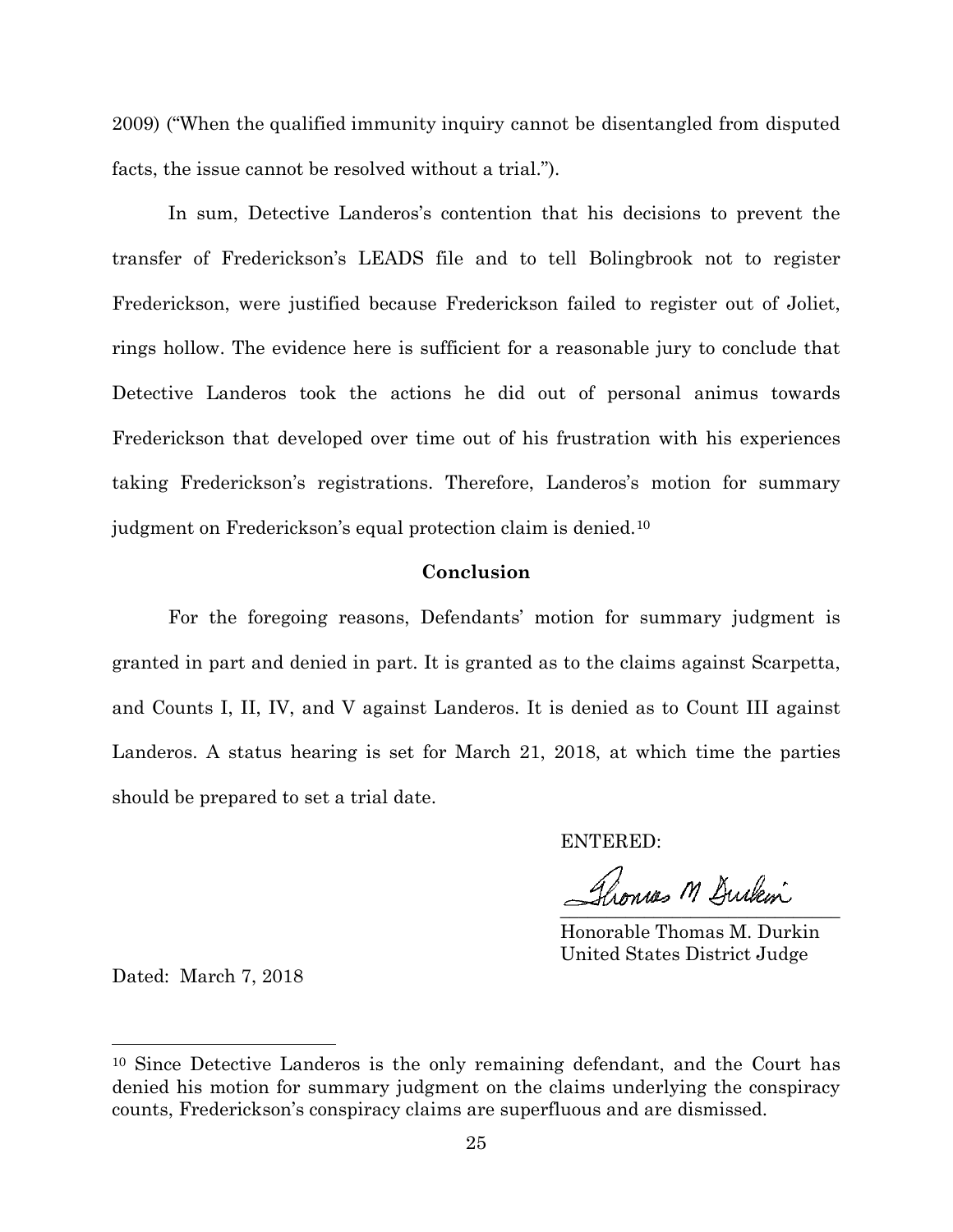2009) ("When the qualified immunity inquiry cannot be disentangled from disputed facts, the issue cannot be resolved without a trial.").

In sum, Detective Landeros's contention that his decisions to prevent the transfer of Frederickson's LEADS file and to tell Bolingbrook not to register Frederickson, were justified because Frederickson failed to register out of Joliet, rings hollow. The evidence here is sufficient for a reasonable jury to conclude that Detective Landeros took the actions he did out of personal animus towards Frederickson that developed over time out of his frustration with his experiences taking Frederickson's registrations. Therefore, Landeros's motion for summary judgment on Frederickson's equal protection claim is denied.[10]

## Conclusion

For the foregoing reasons, Defendants' motion for summary judgment is granted in part and denied in part. It is granted as to the claims against Scarpetta, and Counts I, II, IV, and V against Landeros. It is denied as to Count III against Landeros. A status hearing is set for March 21, 2018, at which time the parties should be prepared to set a trial date.

ENTERED:

Thomas M Durkin

Honorable Thomas M. Durkin
United States District Judge

Dated: March 7, 2018

[10] Since Detective Landeros is the only remaining defendant, and the Court has denied his motion for summary judgment on the claims underlying the conspiracy counts, Frederickson's conspiracy claims are superfluous and are dismissed.